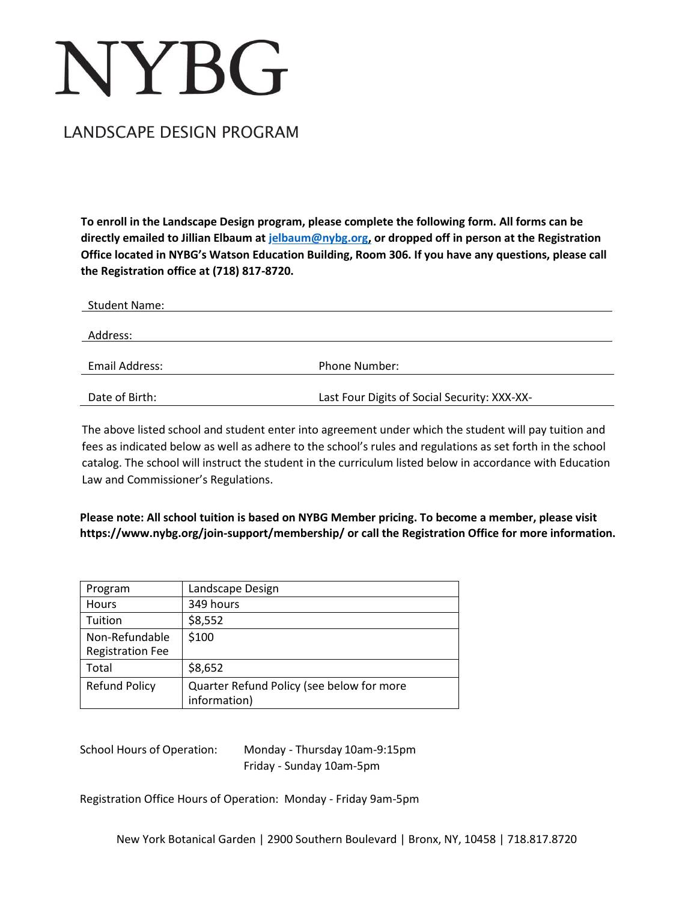# NYBG

## LANDSCAPE DESIGN PROGRAM

**To enroll in the Landscape Design program, please complete the following form. All forms can be directly emailed to Jillian Elbaum at jelbaum@nybg.org, or dropped off in person at the Registration Office located in NYBG's Watson Education Building, Room 306. If you have any questions, please call the Registration office at (718) 817-8720.**

Student Name: ____________________

Address: ____________________

Email Address: ____________________ Phone Number: ____________________

Date of Birth: ____________________ Last Four Digits of Social Security: XXX-XX-____

The above listed school and student enter into agreement under which the student will pay tuition and fees as indicated below as well as adhere to the school's rules and regulations as set forth in the school catalog. The school will instruct the student in the curriculum listed below in accordance with Education Law and Commissioner's Regulations.

**Please note: All school tuition is based on NYBG Member pricing. To become a member, please visit https://www.nybg.org/join-support/membership/ or call the Registration Office for more information.**

| Program | Landscape Design |
|---|---|
| Hours | 349 hours |
| Tuition | $8,552 |
| Non-Refundable Registration Fee | $100 |
| Total | $8,652 |
| Refund Policy | Quarter Refund Policy (see below for more information) |

School Hours of Operation: Monday - Thursday 10am-9:15pm
Friday - Sunday 10am-5pm

Registration Office Hours of Operation: Monday - Friday 9am-5pm

New York Botanical Garden | 2900 Southern Boulevard | Bronx, NY, 10458 | 718.817.8720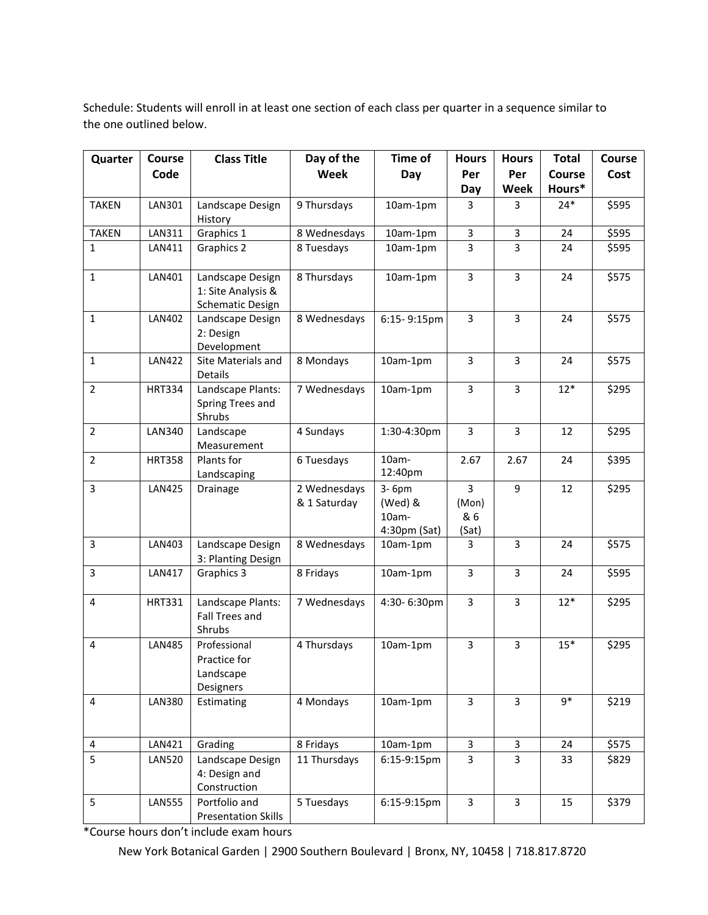Schedule: Students will enroll in at least one section of each class per quarter in a sequence similar to the one outlined below.

| Quarter | Course Code | Class Title | Day of the Week | Time of Day | Hours Per Day | Hours Per Week | Total Course Hours* | Course Cost |
|---|---|---|---|---|---|---|---|---|
| TAKEN | LAN301 | Landscape Design History | 9 Thursdays | 10am-1pm | 3 | 3 | 24* | $595 |
| TAKEN | LAN311 | Graphics 1 | 8 Wednesdays | 10am-1pm | 3 | 3 | 24 | $595 |
| 1 | LAN411 | Graphics 2 | 8 Tuesdays | 10am-1pm | 3 | 3 | 24 | $595 |
| 1 | LAN401 | Landscape Design 1: Site Analysis & Schematic Design | 8 Thursdays | 10am-1pm | 3 | 3 | 24 | $575 |
| 1 | LAN402 | Landscape Design 2: Design Development | 8 Wednesdays | 6:15- 9:15pm | 3 | 3 | 24 | $575 |
| 1 | LAN422 | Site Materials and Details | 8 Mondays | 10am-1pm | 3 | 3 | 24 | $575 |
| 2 | HRT334 | Landscape Plants: Spring Trees and Shrubs | 7 Wednesdays | 10am-1pm | 3 | 3 | 12* | $295 |
| 2 | LAN340 | Landscape Measurement | 4 Sundays | 1:30-4:30pm | 3 | 3 | 12 | $295 |
| 2 | HRT358 | Plants for Landscaping | 6 Tuesdays | 10am-12:40pm | 2.67 | 2.67 | 24 | $395 |
| 3 | LAN425 | Drainage | 2 Wednesdays & 1 Saturday | 3- 6pm (Wed) & 10am-4:30pm (Sat) | 3 (Mon) & 6 (Sat) | 9 | 12 | $295 |
| 3 | LAN403 | Landscape Design 3: Planting Design | 8 Wednesdays | 10am-1pm | 3 | 3 | 24 | $575 |
| 3 | LAN417 | Graphics 3 | 8 Fridays | 10am-1pm | 3 | 3 | 24 | $595 |
| 4 | HRT331 | Landscape Plants: Fall Trees and Shrubs | 7 Wednesdays | 4:30- 6:30pm | 3 | 3 | 12* | $295 |
| 4 | LAN485 | Professional Practice for Landscape Designers | 4 Thursdays | 10am-1pm | 3 | 3 | 15* | $295 |
| 4 | LAN380 | Estimating | 4 Mondays | 10am-1pm | 3 | 3 | 9* | $219 |
| 4 | LAN421 | Grading | 8 Fridays | 10am-1pm | 3 | 3 | 24 | $575 |
| 5 | LAN520 | Landscape Design 4: Design and Construction | 11 Thursdays | 6:15-9:15pm | 3 | 3 | 33 | $829 |
| 5 | LAN555 | Portfolio and Presentation Skills | 5 Tuesdays | 6:15-9:15pm | 3 | 3 | 15 | $379 |

*Course hours don't include exam hours

New York Botanical Garden | 2900 Southern Boulevard | Bronx, NY, 10458 | 718.817.8720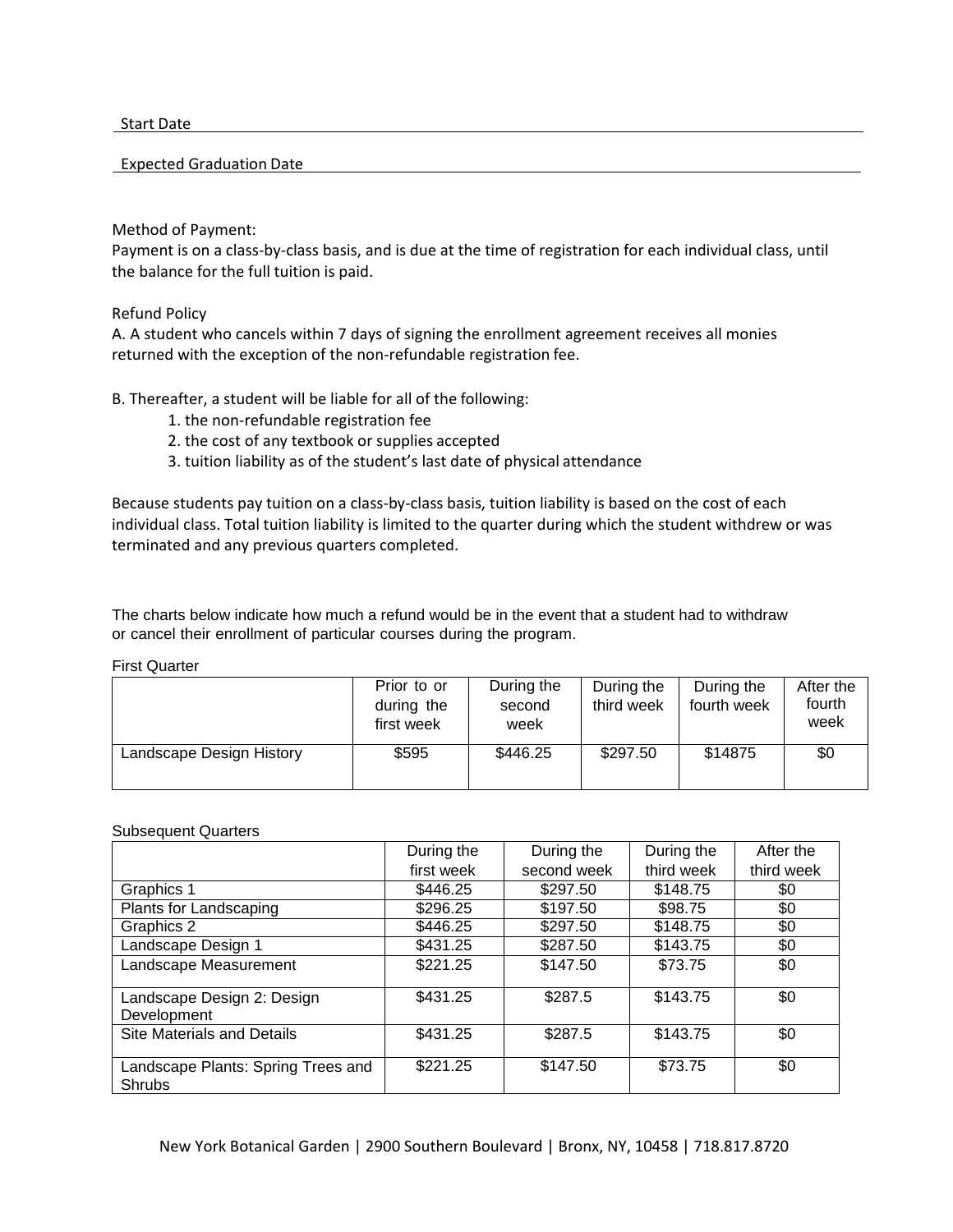Start Date \_\_\_\_\_\_\_\_\_\_\_\_\_\_\_\_\_\_\_\_\_\_\_\_\_\_\_\_\_\_\_\_\_\_\_\_\_\_\_\_

Expected Graduation Date \_\_\_\_\_\_\_\_\_\_\_\_\_\_\_\_\_\_\_\_\_\_\_\_\_\_\_\_\_\_\_\_\_\_\_\_\_\_\_\_

Method of Payment:
Payment is on a class-by-class basis, and is due at the time of registration for each individual class, until the balance for the full tuition is paid.

Refund Policy
A. A student who cancels within 7 days of signing the enrollment agreement receives all monies returned with the exception of the non-refundable registration fee.

B. Thereafter, a student will be liable for all of the following:

1. the non-refundable registration fee
2. the cost of any textbook or supplies accepted
3. tuition liability as of the student's last date of physical attendance

Because students pay tuition on a class-by-class basis, tuition liability is based on the cost of each individual class. Total tuition liability is limited to the quarter during which the student withdrew or was terminated and any previous quarters completed.

The charts below indicate how much a refund would be in the event that a student had to withdraw or cancel their enrollment of particular courses during the program.

First Quarter

| | Prior to or during the first week | During the second week | During the third week | During the fourth week | After the fourth week |
|---|---|---|---|---|---|
| Landscape Design History | $595 | $446.25 | $297.50 | $14875 | $0 |

Subsequent Quarters

| | During the first week | During the second week | During the third week | After the third week |
|---|---|---|---|---|
| Graphics 1 | $446.25 | $297.50 | $148.75 | $0 |
| Plants for Landscaping | $296.25 | $197.50 | $98.75 | $0 |
| Graphics 2 | $446.25 | $297.50 | $148.75 | $0 |
| Landscape Design 1 | $431.25 | $287.50 | $143.75 | $0 |
| Landscape Measurement | $221.25 | $147.50 | $73.75 | $0 |
| Landscape Design 2: Design Development | $431.25 | $287.5 | $143.75 | $0 |
| Site Materials and Details | $431.25 | $287.5 | $143.75 | $0 |
| Landscape Plants: Spring Trees and Shrubs | $221.25 | $147.50 | $73.75 | $0 |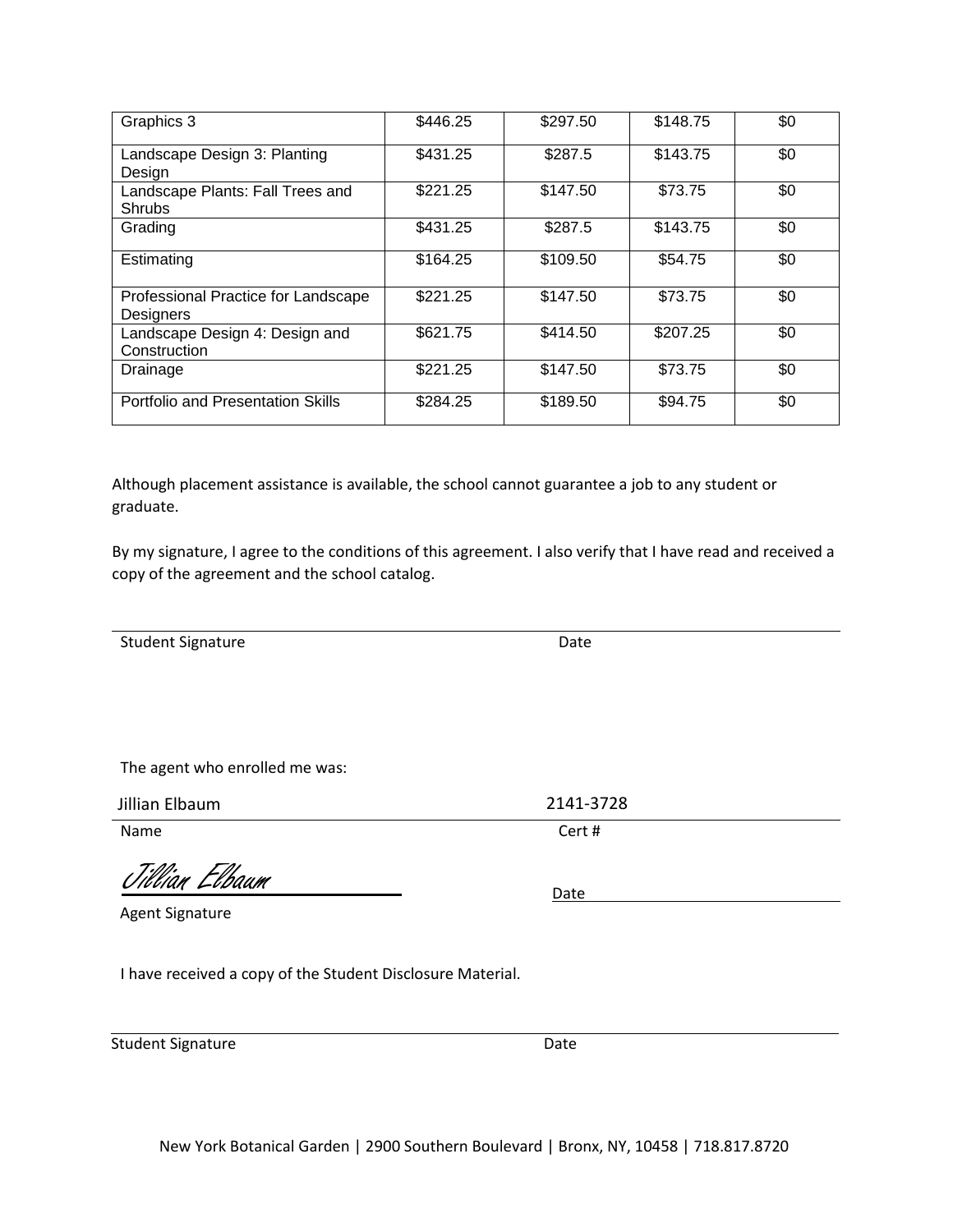| Graphics 3 | $446.25 | $297.50 | $148.75 | $0 |
|---|---|---|---|---|
| Landscape Design 3: Planting Design | $431.25 | $287.5 | $143.75 | $0 |
| Landscape Plants: Fall Trees and Shrubs | $221.25 | $147.50 | $73.75 | $0 |
| Grading | $431.25 | $287.5 | $143.75 | $0 |
| Estimating | $164.25 | $109.50 | $54.75 | $0 |
| Professional Practice for Landscape Designers | $221.25 | $147.50 | $73.75 | $0 |
| Landscape Design 4: Design and Construction | $621.75 | $414.50 | $207.25 | $0 |
| Drainage | $221.25 | $147.50 | $73.75 | $0 |
| Portfolio and Presentation Skills | $284.25 | $189.50 | $94.75 | $0 |

Although placement assistance is available, the school cannot guarantee a job to any student or graduate.

By my signature, I agree to the conditions of this agreement. I also verify that I have read and received a copy of the agreement and the school catalog.

Student Signature                Date

The agent who enrolled me was:

Jillian Elbaum                2141-3728

Name                Cert #

Jillian Elbaum

Agent Signature                Date

I have received a copy of the Student Disclosure Material.

Student Signature                Date

New York Botanical Garden | 2900 Southern Boulevard | Bronx, NY, 10458 | 718.817.8720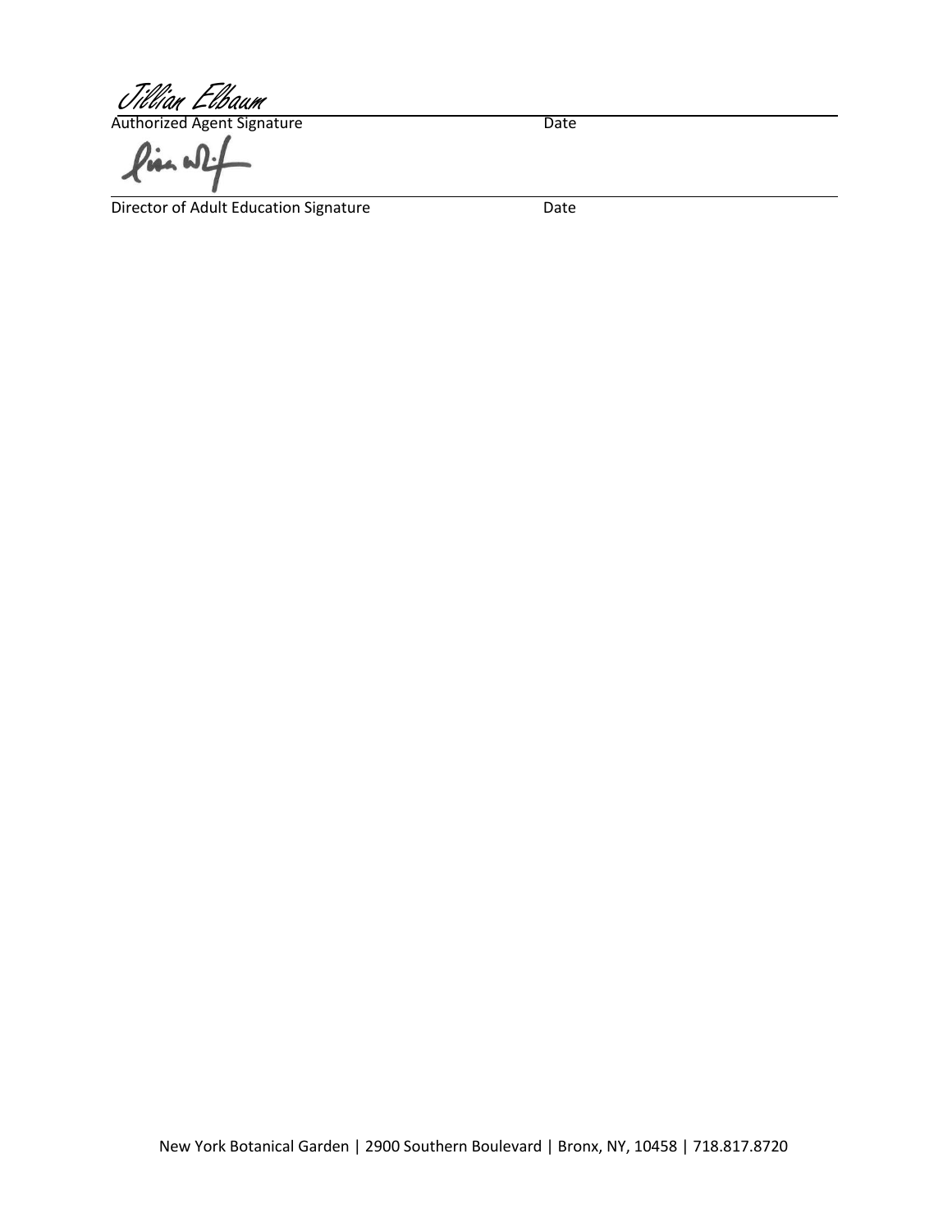Jillian Elbaum

Authorized Agent Signature Date

Director of Adult Education Signature Date

New York Botanical Garden | 2900 Southern Boulevard | Bronx, NY, 10458 | 718.817.8720